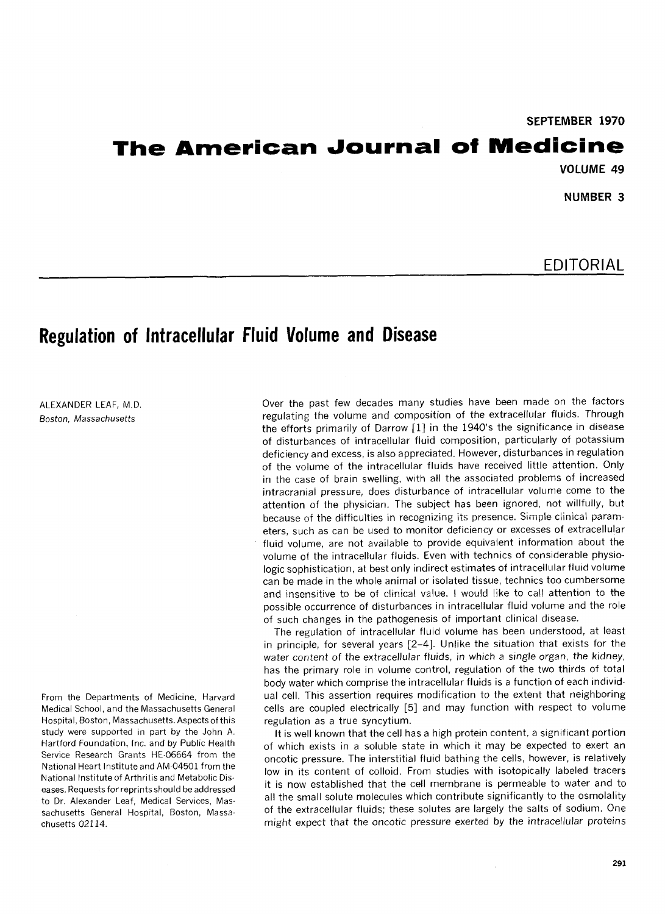# Regulation of Intracellular Fluid Volume and Disease

EDITORIAL

ALEXANDER LEAF, M.D.
*Boston, Massachusetts*

From the Departments of Medicine, Harvard Medical School, and the Massachusetts General Hospital, Boston, Massachusetts. Aspects of this study were supported in part by the John A. Hartford Foundation, Inc. and by Public Health Service Research Grants HE-06664 from the National Heart Institute and AM-04501 from the National Institute of Arthritis and Metabolic Diseases. Requests for reprints should be addressed to Dr. Alexander Leaf, Medical Services, Massachusetts General Hospital, Boston, Massachusetts 02114.

Over the past few decades many studies have been made on the factors regulating the volume and composition of the extracellular fluids. Through the efforts primarily of Darrow [1] in the 1940's the significance in disease of disturbances of intracellular fluid composition, particularly of potassium deficiency and excess, is also appreciated. However, disturbances in regulation of the volume of the intracellular fluids have received little attention. Only in the case of brain swelling, with all the associated problems of increased intracranial pressure, does disturbance of intracellular volume come to the attention of the physician. The subject has been ignored, not willfully, but because of the difficulties in recognizing its presence. Simple clinical parameters, such as can be used to monitor deficiency or excesses of extracellular fluid volume, are not available to provide equivalent information about the volume of the intracellular fluids. Even with technics of considerable physiologic sophistication, at best only indirect estimates of intracellular fluid volume can be made in the whole animal or isolated tissue, technics too cumbersome and insensitive to be of clinical value. I would like to call attention to the possible occurrence of disturbances in intracellular fluid volume and the role of such changes in the pathogenesis of important clinical disease.

The regulation of intracellular fluid volume has been understood, at least in principle, for several years [2–4]. Unlike the situation that exists for the water content of the extracellular fluids, in which a single organ, the kidney, has the primary role in volume control, regulation of the two thirds of total body water which comprise the intracellular fluids is a function of each individual cell. This assertion requires modification to the extent that neighboring cells are coupled electrically [5] and may function with respect to volume regulation as a true syncytium.

It is well known that the cell has a high protein content, a significant portion of which exists in a soluble state in which it may be expected to exert an oncotic pressure. The interstitial fluid bathing the cells, however, is relatively low in its content of colloid. From studies with isotopically labeled tracers it is now established that the cell membrane is permeable to water and to all the small solute molecules which contribute significantly to the osmolality of the extracellular fluids; these solutes are largely the salts of sodium. One might expect that the oncotic pressure exerted by the intracellular proteins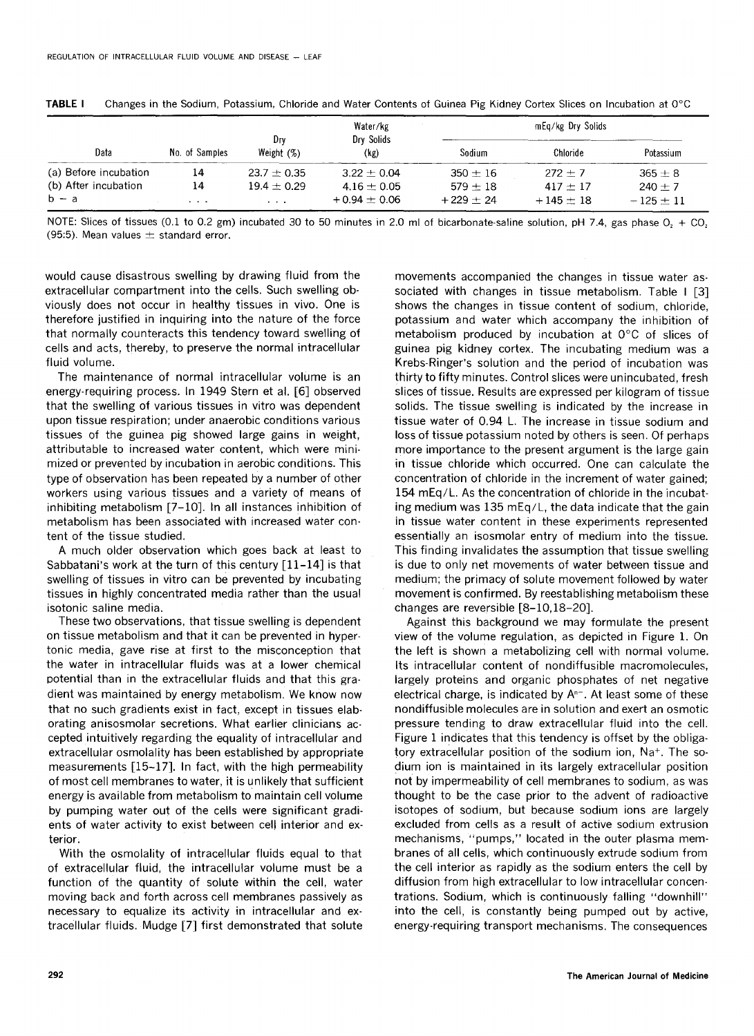**TABLE I** Changes in the Sodium, Potassium, Chloride and Water Contents of Guinea Pig Kidney Cortex Slices on Incubation at 0°C

| Data | No. of Samples | Dry Weight (%) | Water/kg Dry Solids (kg) | mEq/kg Dry Solids | | |
|---|---|---|---|---|---|---|
| | | | | Sodium | Chloride | Potassium |
| (a) Before incubation | 14 | 23.7 ± 0.35 | 3.22 ± 0.04 | 350 ± 16 | 272 ± 7 | 365 ± 8 |
| (b) After incubation | 14 | 19.4 ± 0.29 | 4.16 ± 0.05 | 579 ± 18 | 417 ± 17 | 240 ± 7 |
| b − a | . . . | . . . | +0.94 ± 0.06 | +229 ± 24 | +145 ± 18 | −125 ± 11 |

NOTE: Slices of tissues (0.1 to 0.2 gm) incubated 30 to 50 minutes in 2.0 ml of bicarbonate-saline solution, pH 7.4, gas phase $O_2$ + $CO_2$ (95:5). Mean values ± standard error.

would cause disastrous swelling by drawing fluid from the extracellular compartment into the cells. Such swelling obviously does not occur in healthy tissues in vivo. One is therefore justified in inquiring into the nature of the force that normally counteracts this tendency toward swelling of cells and acts, thereby, to preserve the normal intracellular fluid volume.

The maintenance of normal intracellular volume is an energy-requiring process. In 1949 Stern et al. [6] observed that the swelling of various tissues in vitro was dependent upon tissue respiration; under anaerobic conditions various tissues of the guinea pig showed large gains in weight, attributable to increased water content, which were minimized or prevented by incubation in aerobic conditions. This type of observation has been repeated by a number of other workers using various tissues and a variety of means of inhibiting metabolism [7–10]. In all instances inhibition of metabolism has been associated with increased water content of the tissue studied.

A much older observation which goes back at least to Sabbatani's work at the turn of this century [11–14] is that swelling of tissues in vitro can be prevented by incubating tissues in highly concentrated media rather than the usual isotonic saline media.

These two observations, that tissue swelling is dependent on tissue metabolism and that it can be prevented in hypertonic media, gave rise at first to the misconception that the water in intracellular fluids was at a lower chemical potential than in the extracellular fluids and that this gradient was maintained by energy metabolism. We know now that no such gradients exist in fact, except in tissues elaborating anisosmolar secretions. What earlier clinicians accepted intuitively regarding the equality of intracellular and extracellular osmolality has been established by appropriate measurements [15–17]. In fact, with the high permeability of most cell membranes to water, it is unlikely that sufficient energy is available from metabolism to maintain cell volume by pumping water out of the cells were significant gradients of water activity to exist between cell interior and exterior.

With the osmolality of intracellular fluids equal to that of extracellular fluid, the intracellular volume must be a function of the quantity of solute within the cell, water moving back and forth across cell membranes passively as necessary to equalize its activity in intracellular and extracellular fluids. Mudge [7] first demonstrated that solute movements accompanied the changes in tissue water associated with changes in tissue metabolism. Table I [3] shows the changes in tissue content of sodium, chloride, potassium and water which accompany the inhibition of metabolism produced by incubation at 0°C of slices of guinea pig kidney cortex. The incubating medium was a Krebs-Ringer's solution and the period of incubation was thirty to fifty minutes. Control slices were unincubated, fresh slices of tissue. Results are expressed per kilogram of tissue solids. The tissue swelling is indicated by the increase in tissue water of 0.94 L. The increase in tissue sodium and loss of tissue potassium noted by others is seen. Of perhaps more importance to the present argument is the large gain in tissue chloride which occurred. One can calculate the concentration of chloride in the increment of water gained; 154 mEq/L. As the concentration of chloride in the incubating medium was 135 mEq/L, the data indicate that the gain in tissue water content in these experiments represented essentially an isosmolar entry of medium into the tissue. This finding invalidates the assumption that tissue swelling is due to only net movements of water between tissue and medium; the primacy of solute movement followed by water movement is confirmed. By reestablishing metabolism these changes are reversible [8–10,18–20].

Against this background we may formulate the present view of the volume regulation, as depicted in Figure 1. On the left is shown a metabolizing cell with normal volume. Its intracellular content of nondiffusible macromolecules, largely proteins and organic phosphates of net negative electrical charge, is indicated by $A^{n-}$. At least some of these nondiffusible molecules are in solution and exert an osmotic pressure tending to draw extracellular fluid into the cell. Figure 1 indicates that this tendency is offset by the obligatory extracellular position of the sodium ion, $Na^+$. The sodium ion is maintained in its largely extracellular position not by impermeability of cell membranes to sodium, as was thought to be the case prior to the advent of radioactive isotopes of sodium, but because sodium ions are largely excluded from cells as a result of active sodium extrusion mechanisms, "pumps," located in the outer plasma membranes of all cells, which continuously extrude sodium from the cell interior as rapidly as the sodium enters the cell by diffusion from high extracellular to low intracellular concentrations. Sodium, which is continuously falling "downhill" into the cell, is constantly being pumped out by active, energy-requiring transport mechanisms. The consequences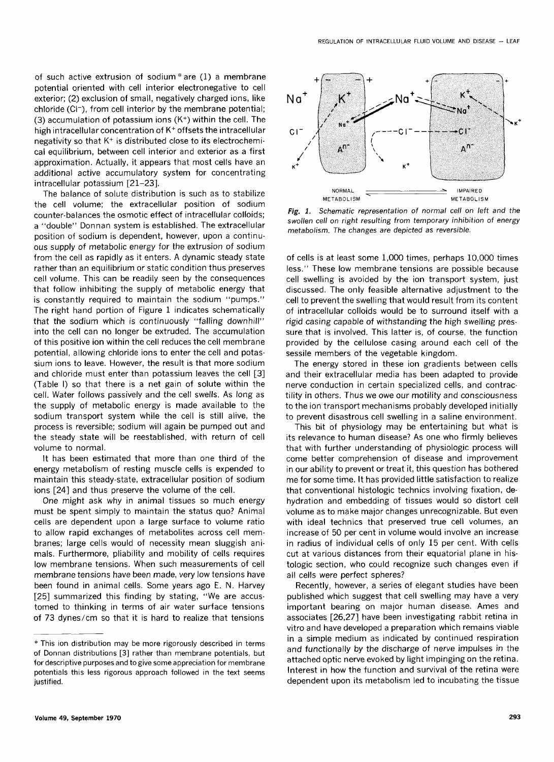of such active extrusion of sodium* are (1) a membrane potential oriented with cell interior electronegative to cell exterior; (2) exclusion of small, negatively charged ions, like chloride ($Cl^-$), from cell interior by the membrane potential; (3) accumulation of potassium ions ($K^+$) within the cell. The high intracellular concentration of $K^+$ offsets the intracellular negativity so that $K^+$ is distributed close to its electrochemical equilibrium, between cell interior and exterior as a first approximation. Actually, it appears that most cells have an additional active accumulatory system for concentrating intracellular potassium [21–23].

The balance of solute distribution is such as to stabilize the cell volume; the extracellular position of sodium counter-balances the osmotic effect of intracellular colloids; a "double" Donnan system is established. The extracellular position of sodium is dependent, however, upon a continuous supply of metabolic energy for the extrusion of sodium from the cell as rapidly as it enters. A dynamic steady state rather than an equilibrium or static condition thus preserves cell volume. This can be readily seen by the consequences that follow inhibiting the supply of metabolic energy that is constantly required to maintain the sodium "pumps." The right hand portion of Figure 1 indicates schematically that the sodium which is continuously "falling downhill" into the cell can no longer be extruded. The accumulation of this positive ion within the cell reduces the cell membrane potential, allowing chloride ions to enter the cell and potassium ions to leave. However, the result is that more sodium and chloride must enter than potassium leaves the cell [3] (Table I) so that there is a net gain of solute within the cell. Water follows passively and the cell swells. As long as the supply of metabolic energy is made available to the sodium transport system while the cell is still alive, the process is reversible; sodium will again be pumped out and the steady state will be reestablished, with return of cell volume to normal.

It has been estimated that more than one third of the energy metabolism of resting muscle cells is expended to maintain this steady-state, extracellular position of sodium ions [24] and thus preserve the volume of the cell.

One might ask why in animal tissues so much energy must be spent simply to maintain the status quo? Animal cells are dependent upon a large surface to volume ratio to allow rapid exchanges of metabolites across cell membranes; large cells would of necessity mean sluggish animals. Furthermore, pliability and mobility of cells requires low membrane tensions. When such measurements of cell membrane tensions have been made, very low tensions have been found in animal cells. Some years ago E. N. Harvey [25] summarized this finding by stating, "We are accustomed to thinking in terms of air water surface tensions of 73 dynes/cm so that it is hard to realize that tensions

*Fig. 1. Schematic representation of normal cell on left and the swollen cell on right resulting from temporary inhibition of energy metabolism. The changes are depicted as reversible.*

of cells is at least some 1,000 times, perhaps 10,000 times less." These low membrane tensions are possible because cell swelling is avoided by the ion transport system, just discussed. The only feasible alternative adjustment to the cell to prevent the swelling that would result from its content of intracellular colloids would be to surround itself with a rigid casing capable of withstanding the high swelling pressure that is involved. This latter is, of course, the function provided by the cellulose casing around each cell of the sessile members of the vegetable kingdom.

The energy stored in these ion gradients between cells and their extracellular media has been adapted to provide nerve conduction in certain specialized cells, and contractility in others. Thus we owe our motility and consciousness to the ion transport mechanisms probably developed initially to prevent disastrous cell swelling in a saline environment.

This bit of physiology may be entertaining but what is its relevance to human disease? As one who firmly believes that with further understanding of physiologic process will come better comprehension of disease and improvement in our ability to prevent or treat it, this question has bothered me for some time. It has provided little satisfaction to realize that conventional histologic technics involving fixation, dehydration and embedding of tissues would so distort cell volume as to make major changes unrecognizable. But even with ideal technics that preserved true cell volumes, an increase of 50 per cent in volume would involve an increase in radius of individual cells of only 15 per cent. With cells cut at various distances from their equatorial plane in histologic section, who could recognize such changes even if all cells were perfect spheres?

Recently, however, a series of elegant studies have been published which suggest that cell swelling may have a very important bearing on major human disease. Ames and associates [26,27] have been investigating rabbit retina in vitro and have developed a preparation which remains viable in a simple medium as indicated by continued respiration and functionally by the discharge of nerve impulses in the attached optic nerve evoked by light impinging on the retina. Interest in how the function and survival of the retina were dependent upon its metabolism led to incubating the tissue

\* This ion distribution may be more rigorously described in terms of Donnan distributions [3] rather than membrane potentials, but for descriptive purposes and to give some appreciation for membrane potentials this less rigorous approach followed in the text seems justified.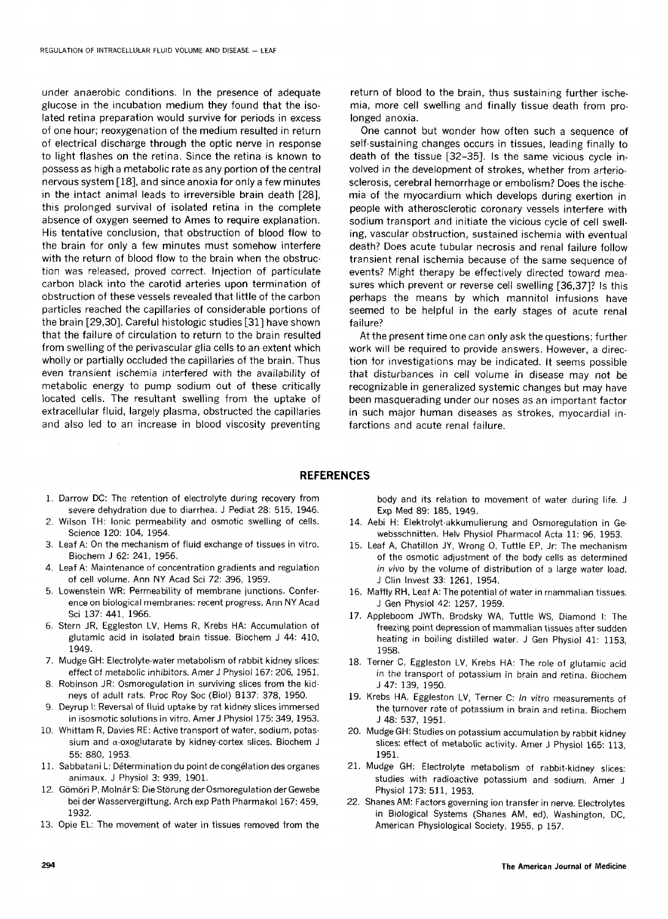under anaerobic conditions. In the presence of adequate glucose in the incubation medium they found that the isolated retina preparation would survive for periods in excess of one hour; reoxygenation of the medium resulted in return of electrical discharge through the optic nerve in response to light flashes on the retina. Since the retina is known to possess as high a metabolic rate as any portion of the central nervous system [18], and since anoxia for only a few minutes in the intact animal leads to irreversible brain death [28], this prolonged survival of isolated retina in the complete absence of oxygen seemed to Ames to require explanation. His tentative conclusion, that obstruction of blood flow to the brain for only a few minutes must somehow interfere with the return of blood flow to the brain when the obstruction was released, proved correct. Injection of particulate carbon black into the carotid arteries upon termination of obstruction of these vessels revealed that little of the carbon particles reached the capillaries of considerable portions of the brain [29,30]. Careful histologic studies [31] have shown that the failure of circulation to return to the brain resulted from swelling of the perivascular glia cells to an extent which wholly or partially occluded the capillaries of the brain. Thus even transient ischemia interfered with the availability of metabolic energy to pump sodium out of these critically located cells. The resultant swelling from the uptake of extracellular fluid, largely plasma, obstructed the capillaries and also led to an increase in blood viscosity preventing return of blood to the brain, thus sustaining further ischemia, more cell swelling and finally tissue death from prolonged anoxia.

One cannot but wonder how often such a sequence of self-sustaining changes occurs in tissues, leading finally to death of the tissue [32–35]. Is the same vicious cycle involved in the development of strokes, whether from arteriosclerosis, cerebral hemorrhage or embolism? Does the ischemia of the myocardium which develops during exertion in people with atherosclerotic coronary vessels interfere with sodium transport and initiate the vicious cycle of cell swelling, vascular obstruction, sustained ischemia with eventual death? Does acute tubular necrosis and renal failure follow transient renal ischemia because of the same sequence of events? Might therapy be effectively directed toward measures which prevent or reverse cell swelling [36,37]? Is this perhaps the means by which mannitol infusions have seemed to be helpful in the early stages of acute renal failure?

At the present time one can only ask the questions; further work will be required to provide answers. However, a direction for investigations may be indicated. It seems possible that disturbances in cell volume in disease may not be recognizable in generalized systemic changes but may have been masquerading under our noses as an important factor in such major human diseases as strokes, myocardial infarctions and acute renal failure.

## REFERENCES

1. Darrow DC: The retention of electrolyte during recovery from severe dehydration due to diarrhea. J Pediat 28: 515, 1946.
2. Wilson TH: Ionic permeability and osmotic swelling of cells. Science 120: 104, 1954.
3. Leaf A: On the mechanism of fluid exchange of tissues in vitro. Biochem J 62: 241, 1956.
4. Leaf A: Maintenance of concentration gradients and regulation of cell volume. Ann NY Acad Sci 72: 396, 1959.
5. Lowenstein WR: Permeability of membrane junctions. Conference on biological membranes: recent progress. Ann NY Acad Sci 137: 441, 1966.
6. Stern JR, Eggleston LV, Hems R, Krebs HA: Accumulation of glutamic acid in isolated brain tissue. Biochem J 44: 410, 1949.
7. Mudge GH: Electrolyte-water metabolism of rabbit kidney slices: effect of metabolic inhibitors. Amer J Physiol 167: 206, 1951.
8. Robinson JR: Osmoregulation in surviving slices from the kidneys of adult rats. Proc Roy Soc (Biol) B137: 378, 1950.
9. Deyrup I: Reversal of fluid uptake by rat kidney slices immersed in isosmotic solutions in vitro. Amer J Physiol 175: 349, 1953.
10. Whittam R, Davies RE: Active transport of water, sodium, potassium and $\alpha$-oxoglutarate by kidney-cortex slices. Biochem J 55: 880, 1953.
11. Sabbatani L: Détermination du point de congélation des organes animaux. J Physiol 3: 939, 1901.
12. Gömöri P, Molnár S: Die Störung der Osmoregulation der Gewebe bei der Wasservergiftung. Arch exp Path Pharmakol 167: 459, 1932.
13. Opie EL: The movement of water in tissues removed from the body and its relation to movement of water during life. J Exp Med 89: 185, 1949.
14. Aebi H: Elektrolyt-akkumulierung and Osmoregulation in Gewebsschnitten. Helv Physiol Pharmacol Acta 11: 96, 1953.
15. Leaf A, Chatillon JY, Wrong O, Tuttle EP, Jr: The mechanism of the osmotic adjustment of the body cells as determined *in vivo* by the volume of distribution of a large water load. J Clin Invest 33: 1261, 1954.
16. Maffly RH, Leaf A: The potential of water in mammalian tissues. J Gen Physiol 42: 1257, 1959.
17. Appleboom JWTh, Brodsky WA, Tuttle WS, Diamond I: The freezing point depression of mammalian tissues after sudden heating in boiling distilled water. J Gen Physiol 41: 1153, 1958.
18. Terner C, Eggleston LV, Krebs HA: The role of glutamic acid in the transport of potassium in brain and retina. Biochem J 47: 139, 1950.
19. Krebs HA, Eggleston LV, Terner C: *In vitro* measurements of the turnover rate of potassium in brain and retina. Biochem J 48: 537, 1951.
20. Mudge GH: Studies on potassium accumulation by rabbit kidney slices: effect of metabolic activity. Amer J Physiol 165: 113, 1951.
21. Mudge GH: Electrolyte metabolism of rabbit-kidney slices: studies with radioactive potassium and sodium. Amer J Physiol 173: 511, 1953.
22. Shanes AM: Factors governing ion transfer in nerve. Electrolytes in Biological Systems (Shanes AM, ed), Washington, DC, American Physiological Society, 1955, p 157.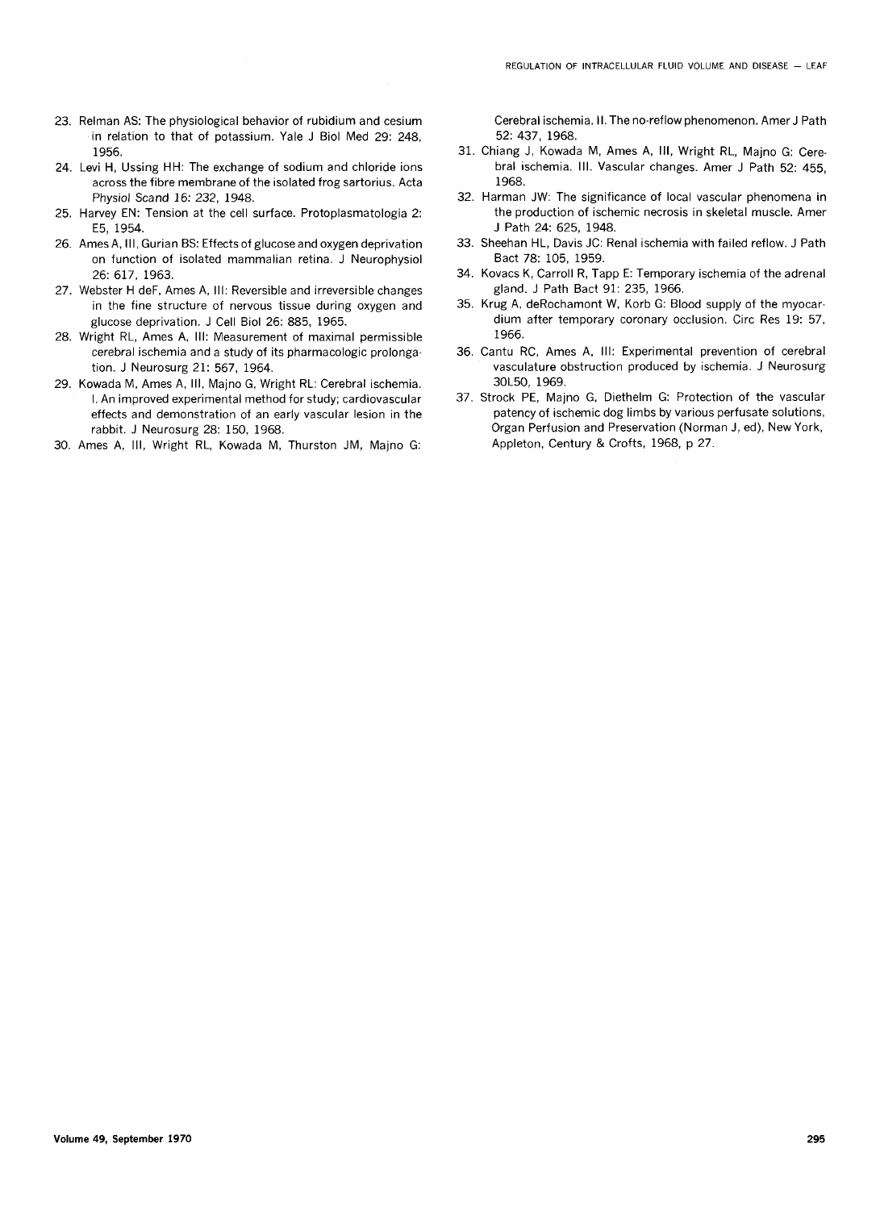23. Relman AS: The physiological behavior of rubidium and cesium in relation to that of potassium. Yale J Biol Med 29: 248, 1956.
24. Levi H, Ussing HH: The exchange of sodium and chloride ions across the fibre membrane of the isolated frog sartorius. Acta Physiol Scand 16: 232, 1948.
25. Harvey EN: Tension at the cell surface. Protoplasmatologia 2: E5, 1954.
26. Ames A, III, Gurian BS: Effects of glucose and oxygen deprivation on function of isolated mammalian retina. J Neurophysiol 26: 617, 1963.
27. Webster H deF, Ames A, III: Reversible and irreversible changes in the fine structure of nervous tissue during oxygen and glucose deprivation. J Cell Biol 26: 885, 1965.
28. Wright RL, Ames A, III: Measurement of maximal permissible cerebral ischemia and a study of its pharmacologic prolongation. J Neurosurg 21: 567, 1964.
29. Kowada M, Ames A, III, Majno G, Wright RL: Cerebral ischemia. I. An improved experimental method for study; cardiovascular effects and demonstration of an early vascular lesion in the rabbit. J Neurosurg 28: 150, 1968.
30. Ames A, III, Wright RL, Kowada M, Thurston JM, Majno G: Cerebral ischemia. II. The no-reflow phenomenon. Amer J Path 52: 437, 1968.
31. Chiang J, Kowada M, Ames A, III, Wright RL, Majno G: Cerebral ischemia. III. Vascular changes. Amer J Path 52: 455, 1968.
32. Harman JW: The significance of local vascular phenomena in the production of ischemic necrosis in skeletal muscle. Amer J Path 24: 625, 1948.
33. Sheehan HL, Davis JC: Renal ischemia with failed reflow. J Path Bact 78: 105, 1959.
34. Kovacs K, Carroll R, Tapp E: Temporary ischemia of the adrenal gland. J Path Bact 91: 235, 1966.
35. Krug A, deRochamont W, Korb G: Blood supply of the myocardium after temporary coronary occlusion. Circ Res 19: 57, 1966.
36. Cantu RC, Ames A, III: Experimental prevention of cerebral vasculature obstruction produced by ischemia. J Neurosurg 30L50, 1969.
37. Strock PE, Majno G, Diethelm G: Protection of the vascular patency of ischemic dog limbs by various perfusate solutions, Organ Perfusion and Preservation (Norman J, ed), New York, Appleton, Century & Crofts, 1968, p 27.